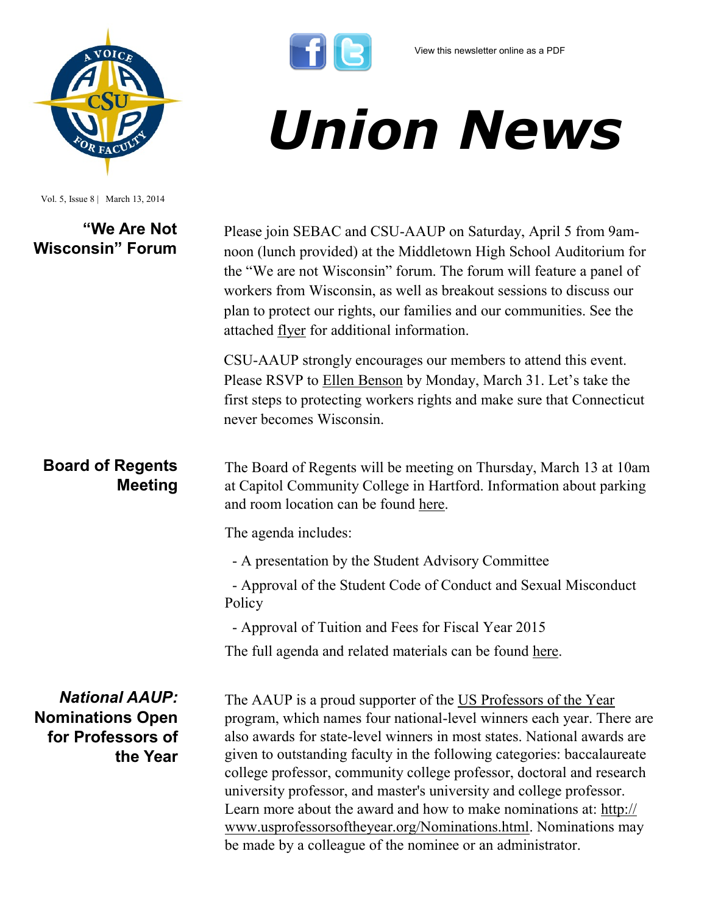View this newsletter online as a PDF

# Union News

Vol. 5, Issue 8 | March 13, 2014

## "We Are Not Wisconsin" Forum

Please join SEBAC and CSU-AAUP on Saturday, April 5 from 9am-noon (lunch provided) at the Middletown High School Auditorium for the "We are not Wisconsin" forum. The forum will feature a panel of workers from Wisconsin, as well as breakout sessions to discuss our plan to protect our rights, our families and our communities. See the attached flyer for additional information.

CSU-AAUP strongly encourages our members to attend this event. Please RSVP to Ellen Benson by Monday, March 31. Let's take the first steps to protecting workers rights and make sure that Connecticut never becomes Wisconsin.

## Board of Regents Meeting

The Board of Regents will be meeting on Thursday, March 13 at 10am at Capitol Community College in Hartford. Information about parking and room location can be found here.

The agenda includes:

- A presentation by the Student Advisory Committee
- Approval of the Student Code of Conduct and Sexual Misconduct Policy
- Approval of Tuition and Fees for Fiscal Year 2015

The full agenda and related materials can be found here.

## *National AAUP:* Nominations Open for Professors of the Year

The AAUP is a proud supporter of the US Professors of the Year program, which names four national-level winners each year. There are also awards for state-level winners in most states. National awards are given to outstanding faculty in the following categories: baccalaureate college professor, community college professor, doctoral and research university professor, and master's university and college professor. Learn more about the award and how to make nominations at: http://www.usprofessorsoftheyear.org/Nominations.html. Nominations may be made by a colleague of the nominee or an administrator.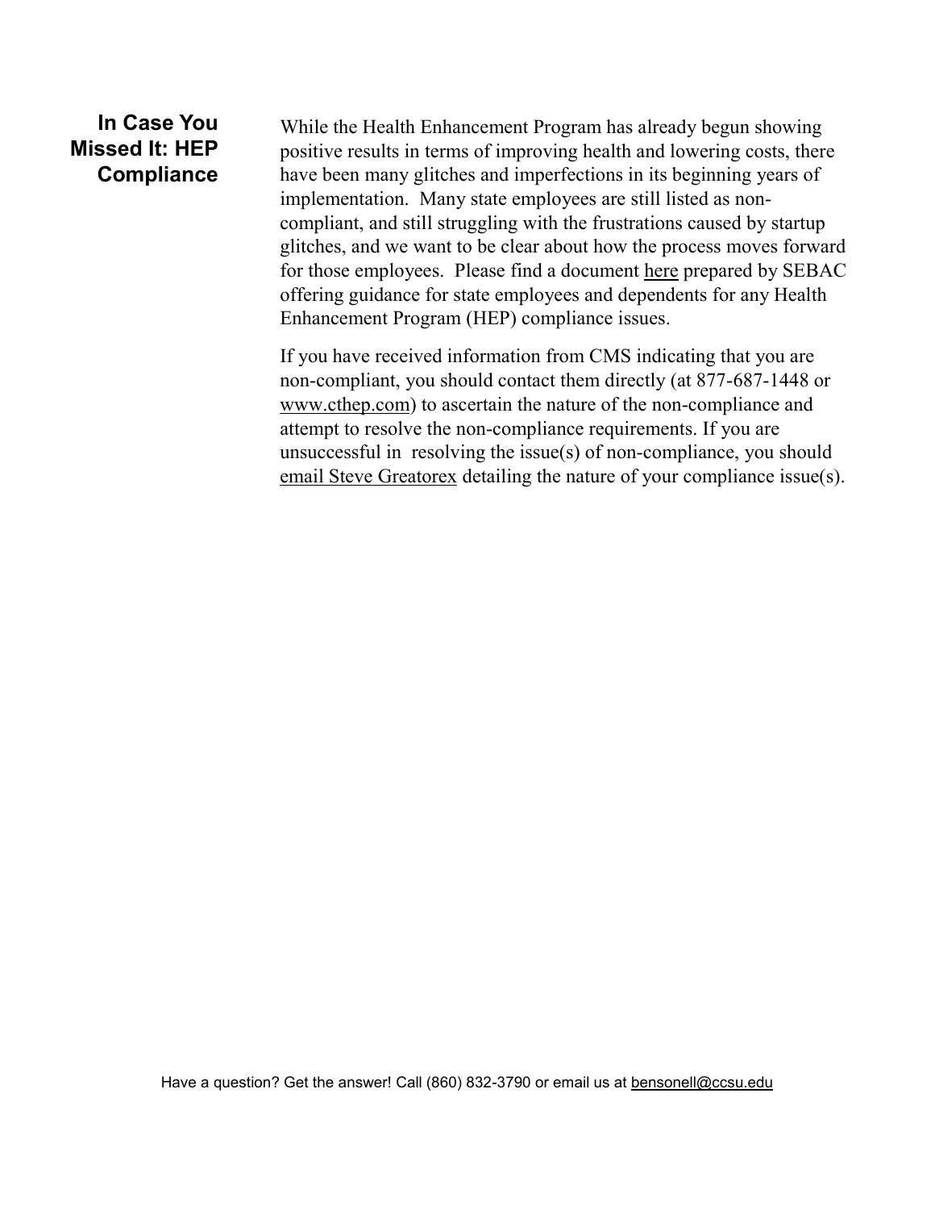## In Case You Missed It: HEP Compliance

While the Health Enhancement Program has already begun showing positive results in terms of improving health and lowering costs, there have been many glitches and imperfections in its beginning years of implementation. Many state employees are still listed as non-compliant, and still struggling with the frustrations caused by startup glitches, and we want to be clear about how the process moves forward for those employees. Please find a document here prepared by SEBAC offering guidance for state employees and dependents for any Health Enhancement Program (HEP) compliance issues.

If you have received information from CMS indicating that you are non-compliant, you should contact them directly (at 877-687-1448 or www.cthep.com) to ascertain the nature of the non-compliance and attempt to resolve the non-compliance requirements. If you are unsuccessful in resolving the issue(s) of non-compliance, you should email Steve Greatorex detailing the nature of your compliance issue(s).

Have a question? Get the answer! Call (860) 832-3790 or email us at bensonell@ccsu.edu